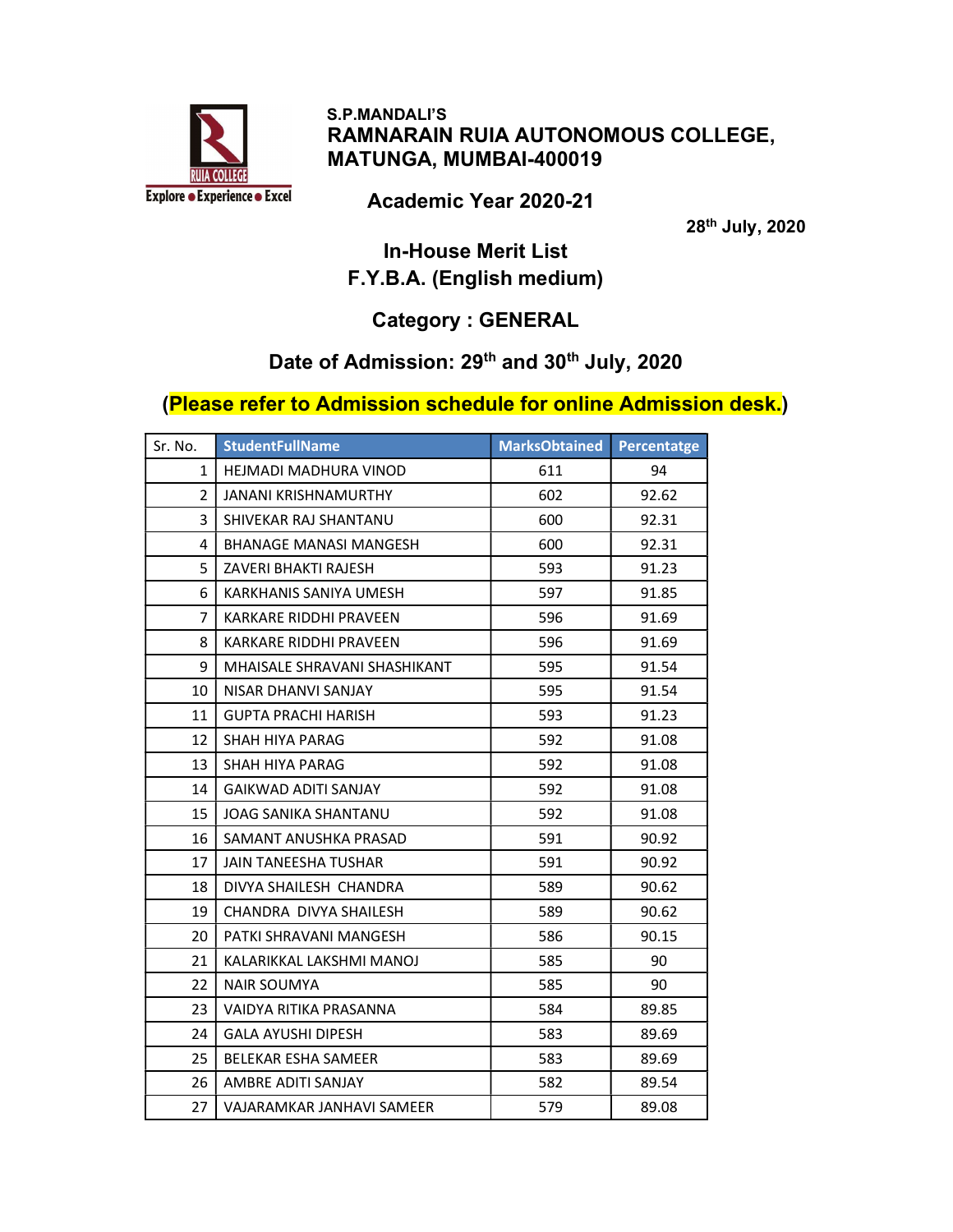S.P.MANDALI'S

# RAMNARAIN RUIA AUTONOMOUS COLLEGE, MATUNGA, MUMBAI-400019

## Academic Year 2020-21

28th July, 2020

## In-House Merit List
## F.Y.B.A. (English medium)

## Category : GENERAL

## Date of Admission: 29th and 30th July, 2020

**(Please refer to Admission schedule for online Admission desk.)**

| Sr. No. | StudentFullName | MarksObtained | Percentatge |
|---|---|---|---|
| 1 | HEJMADI MADHURA VINOD | 611 | 94 |
| 2 | JANANI KRISHNAMURTHY | 602 | 92.62 |
| 3 | SHIVEKAR RAJ SHANTANU | 600 | 92.31 |
| 4 | BHANAGE MANASI MANGESH | 600 | 92.31 |
| 5 | ZAVERI BHAKTI RAJESH | 593 | 91.23 |
| 6 | KARKHANIS SANIYA UMESH | 597 | 91.85 |
| 7 | KARKARE RIDDHI PRAVEEN | 596 | 91.69 |
| 8 | KARKARE RIDDHI PRAVEEN | 596 | 91.69 |
| 9 | MHAISALE SHRAVANI SHASHIKANT | 595 | 91.54 |
| 10 | NISAR DHANVI SANJAY | 595 | 91.54 |
| 11 | GUPTA PRACHI HARISH | 593 | 91.23 |
| 12 | SHAH HIYA PARAG | 592 | 91.08 |
| 13 | SHAH HIYA PARAG | 592 | 91.08 |
| 14 | GAIKWAD ADITI SANJAY | 592 | 91.08 |
| 15 | JOAG SANIKA SHANTANU | 592 | 91.08 |
| 16 | SAMANT ANUSHKA PRASAD | 591 | 90.92 |
| 17 | JAIN TANEESHA TUSHAR | 591 | 90.92 |
| 18 | DIVYA SHAILESH CHANDRA | 589 | 90.62 |
| 19 | CHANDRA DIVYA SHAILESH | 589 | 90.62 |
| 20 | PATKI SHRAVANI MANGESH | 586 | 90.15 |
| 21 | KALARIKKAL LAKSHMI MANOJ | 585 | 90 |
| 22 | NAIR SOUMYA | 585 | 90 |
| 23 | VAIDYA RITIKA PRASANNA | 584 | 89.85 |
| 24 | GALA AYUSHI DIPESH | 583 | 89.69 |
| 25 | BELEKAR ESHA SAMEER | 583 | 89.69 |
| 26 | AMBRE ADITI SANJAY | 582 | 89.54 |
| 27 | VAJARAMKAR JANHAVI SAMEER | 579 | 89.08 |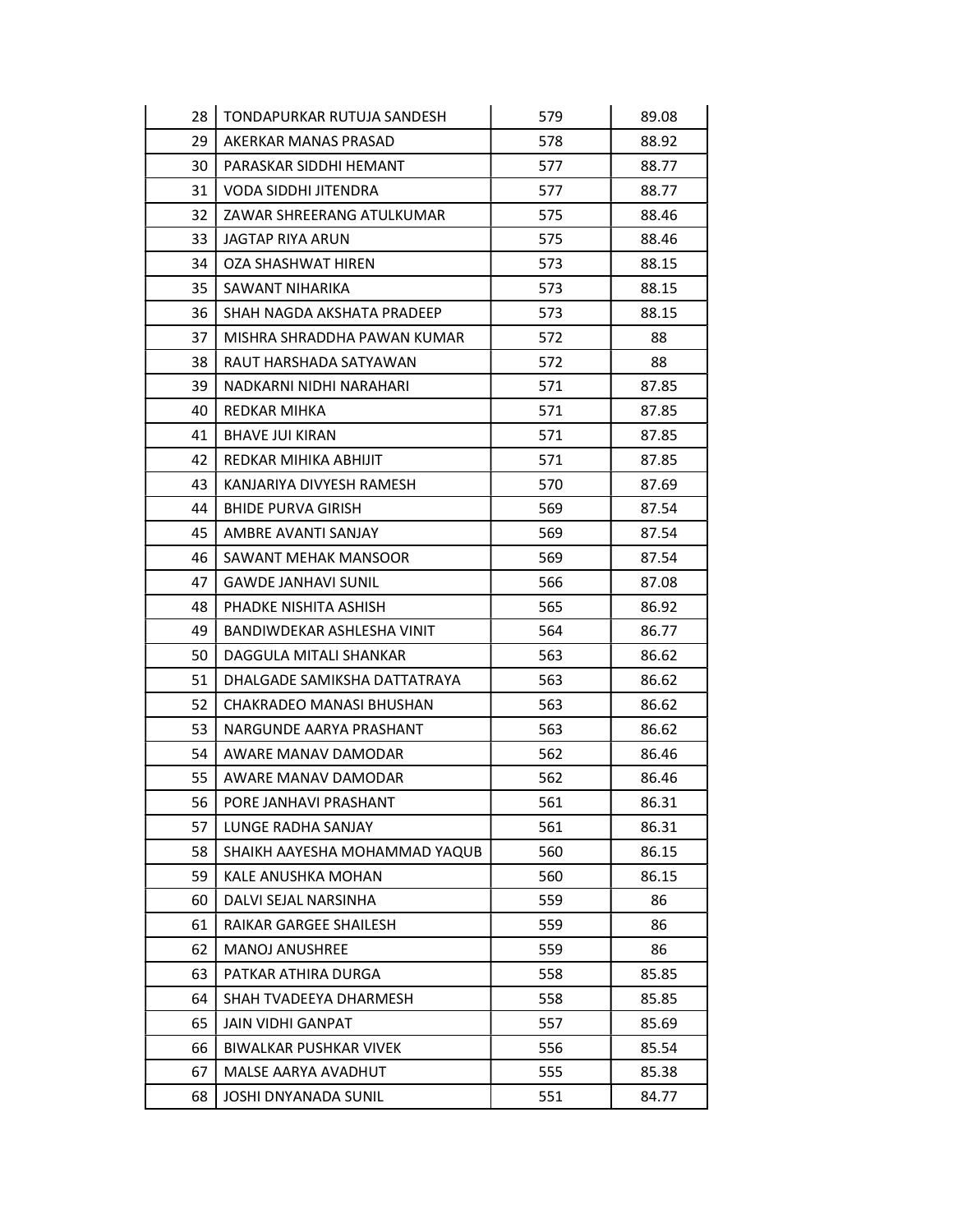| | | | |
|---|---|---|---|
| 28 | TONDAPURKAR RUTUJA SANDESH | 579 | 89.08 |
| 29 | AKERKAR MANAS PRASAD | 578 | 88.92 |
| 30 | PARASKAR SIDDHI HEMANT | 577 | 88.77 |
| 31 | VODA SIDDHI JITENDRA | 577 | 88.77 |
| 32 | ZAWAR SHREERANG ATULKUMAR | 575 | 88.46 |
| 33 | JAGTAP RIYA ARUN | 575 | 88.46 |
| 34 | OZA SHASHWAT HIREN | 573 | 88.15 |
| 35 | SAWANT NIHARIKA | 573 | 88.15 |
| 36 | SHAH NAGDA AKSHATA PRADEEP | 573 | 88.15 |
| 37 | MISHRA SHRADDHA PAWAN KUMAR | 572 | 88 |
| 38 | RAUT HARSHADA SATYAWAN | 572 | 88 |
| 39 | NADKARNI NIDHI NARAHARI | 571 | 87.85 |
| 40 | REDKAR MIHKA | 571 | 87.85 |
| 41 | BHAVE JUI KIRAN | 571 | 87.85 |
| 42 | REDKAR MIHIKA ABHIJIT | 571 | 87.85 |
| 43 | KANJARIYA DIVYESH RAMESH | 570 | 87.69 |
| 44 | BHIDE PURVA GIRISH | 569 | 87.54 |
| 45 | AMBRE AVANTI SANJAY | 569 | 87.54 |
| 46 | SAWANT MEHAK MANSOOR | 569 | 87.54 |
| 47 | GAWDE JANHAVI SUNIL | 566 | 87.08 |
| 48 | PHADKE NISHITA ASHISH | 565 | 86.92 |
| 49 | BANDIWDEKAR ASHLESHA VINIT | 564 | 86.77 |
| 50 | DAGGULA MITALI SHANKAR | 563 | 86.62 |
| 51 | DHALGADE SAMIKSHA DATTATRAYA | 563 | 86.62 |
| 52 | CHAKRADEO MANASI BHUSHAN | 563 | 86.62 |
| 53 | NARGUNDE AARYA PRASHANT | 563 | 86.62 |
| 54 | AWARE MANAV DAMODAR | 562 | 86.46 |
| 55 | AWARE MANAV DAMODAR | 562 | 86.46 |
| 56 | PORE JANHAVI PRASHANT | 561 | 86.31 |
| 57 | LUNGE RADHA SANJAY | 561 | 86.31 |
| 58 | SHAIKH AAYESHA MOHAMMAD YAQUB | 560 | 86.15 |
| 59 | KALE ANUSHKA MOHAN | 560 | 86.15 |
| 60 | DALVI SEJAL NARSINHA | 559 | 86 |
| 61 | RAIKAR GARGEE SHAILESH | 559 | 86 |
| 62 | MANOJ ANUSHREE | 559 | 86 |
| 63 | PATKAR ATHIRA DURGA | 558 | 85.85 |
| 64 | SHAH TVADEEYA DHARMESH | 558 | 85.85 |
| 65 | JAIN VIDHI GANPAT | 557 | 85.69 |
| 66 | BIWALKAR PUSHKAR VIVEK | 556 | 85.54 |
| 67 | MALSE AARYA AVADHUT | 555 | 85.38 |
| 68 | JOSHI DNYANADA SUNIL | 551 | 84.77 |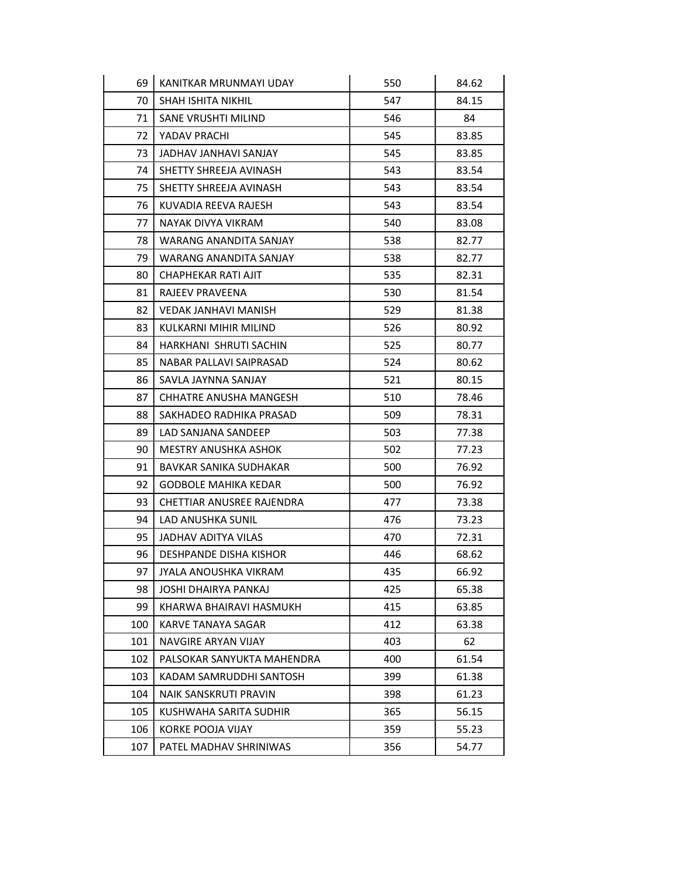| | | | |
|---|---|---|---|
| 69 | KANITKAR MRUNMAYI UDAY | 550 | 84.62 |
| 70 | SHAH ISHITA NIKHIL | 547 | 84.15 |
| 71 | SANE VRUSHTI MILIND | 546 | 84 |
| 72 | YADAV PRACHI | 545 | 83.85 |
| 73 | JADHAV JANHAVI SANJAY | 545 | 83.85 |
| 74 | SHETTY SHREEJA AVINASH | 543 | 83.54 |
| 75 | SHETTY SHREEJA AVINASH | 543 | 83.54 |
| 76 | KUVADIA REEVA RAJESH | 543 | 83.54 |
| 77 | NAYAK DIVYA VIKRAM | 540 | 83.08 |
| 78 | WARANG ANANDITA SANJAY | 538 | 82.77 |
| 79 | WARANG ANANDITA SANJAY | 538 | 82.77 |
| 80 | CHAPHEKAR RATI AJIT | 535 | 82.31 |
| 81 | RAJEEV PRAVEENA | 530 | 81.54 |
| 82 | VEDAK JANHAVI MANISH | 529 | 81.38 |
| 83 | KULKARNI MIHIR MILIND | 526 | 80.92 |
| 84 | HARKHANI SHRUTI SACHIN | 525 | 80.77 |
| 85 | NABAR PALLAVI SAIPRASAD | 524 | 80.62 |
| 86 | SAVLA JAYNNA SANJAY | 521 | 80.15 |
| 87 | CHHATRE ANUSHA MANGESH | 510 | 78.46 |
| 88 | SAKHADEO RADHIKA PRASAD | 509 | 78.31 |
| 89 | LAD SANJANA SANDEEP | 503 | 77.38 |
| 90 | MESTRY ANUSHKA ASHOK | 502 | 77.23 |
| 91 | BAVKAR SANIKA SUDHAKAR | 500 | 76.92 |
| 92 | GODBOLE MAHIKA KEDAR | 500 | 76.92 |
| 93 | CHETTIAR ANUSREE RAJENDRA | 477 | 73.38 |
| 94 | LAD ANUSHKA SUNIL | 476 | 73.23 |
| 95 | JADHAV ADITYA VILAS | 470 | 72.31 |
| 96 | DESHPANDE DISHA KISHOR | 446 | 68.62 |
| 97 | JYALA ANOUSHKA VIKRAM | 435 | 66.92 |
| 98 | JOSHI DHAIRYA PANKAJ | 425 | 65.38 |
| 99 | KHARWA BHAIRAVI HASMUKH | 415 | 63.85 |
| 100 | KARVE TANAYA SAGAR | 412 | 63.38 |
| 101 | NAVGIRE ARYAN VIJAY | 403 | 62 |
| 102 | PALSOKAR SANYUKTA MAHENDRA | 400 | 61.54 |
| 103 | KADAM SAMRUDDHI SANTOSH | 399 | 61.38 |
| 104 | NAIK SANSKRUTI PRAVIN | 398 | 61.23 |
| 105 | KUSHWAHA SARITA SUDHIR | 365 | 56.15 |
| 106 | KORKE POOJA VIJAY | 359 | 55.23 |
| 107 | PATEL MADHAV SHRINIWAS | 356 | 54.77 |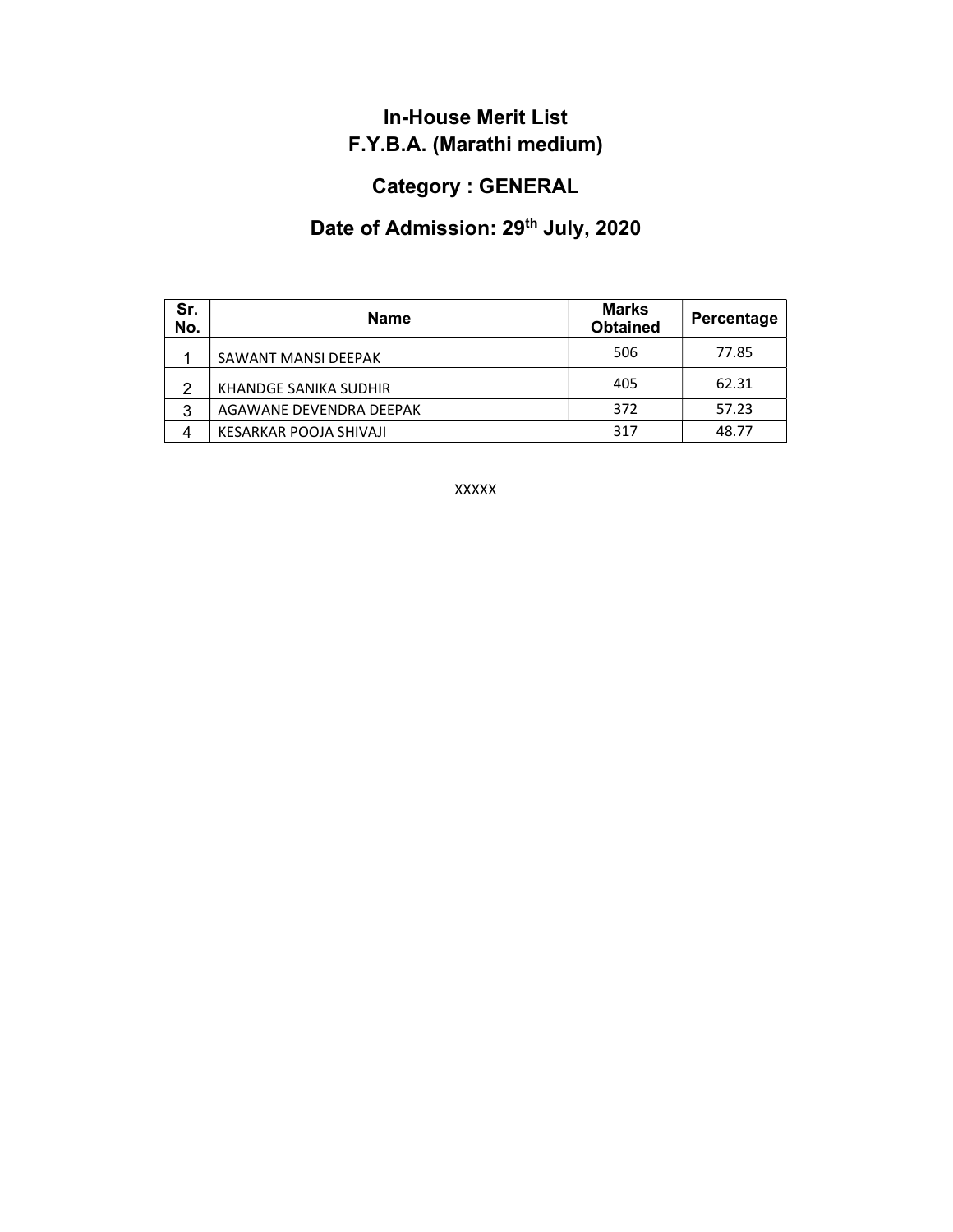# In-House Merit List
# F.Y.B.A. (Marathi medium)

## Category : GENERAL

## Date of Admission: 29th July, 2020

| Sr. No. | Name | Marks Obtained | Percentage |
|---|---|---|---|
| 1 | SAWANT MANSI DEEPAK | 506 | 77.85 |
| 2 | KHANDGE SANIKA SUDHIR | 405 | 62.31 |
| 3 | AGAWANE DEVENDRA DEEPAK | 372 | 57.23 |
| 4 | KESARKAR POOJA SHIVAJI | 317 | 48.77 |

XXXXX